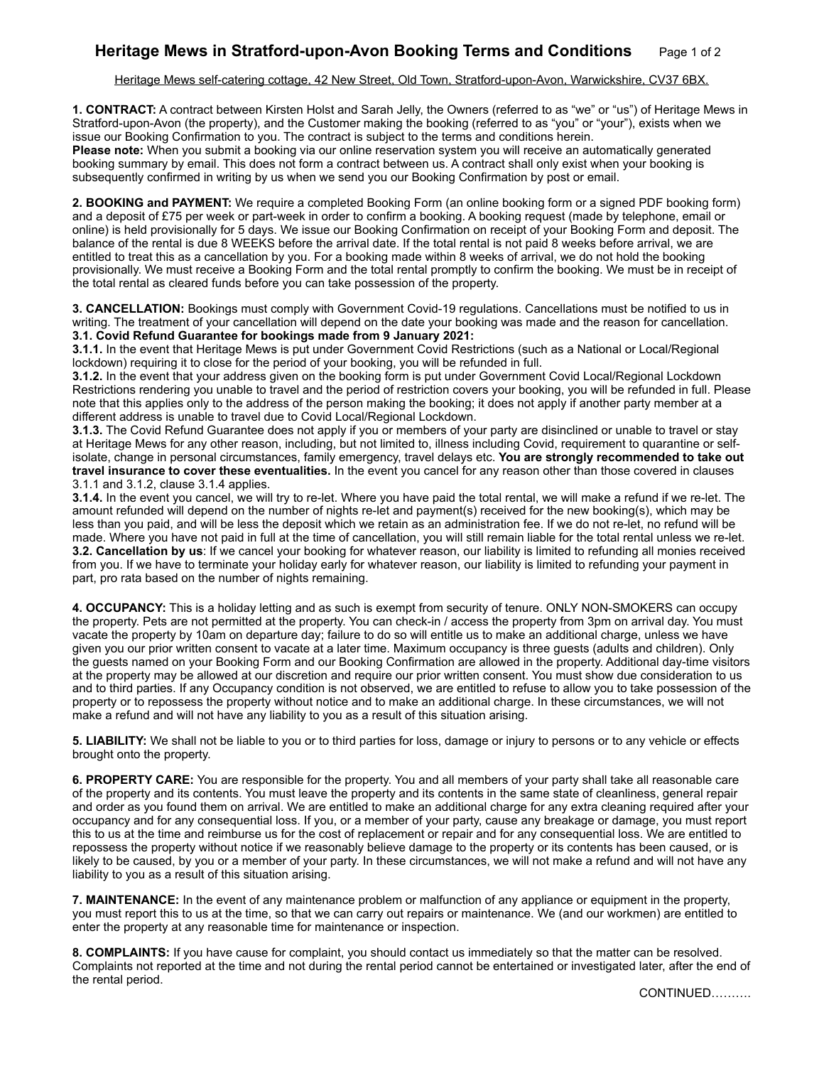# Heritage Mews in Stratford-upon-Avon Booking Terms and Conditions

Heritage Mews self-catering cottage, 42 New Street, Old Town, Stratford-upon-Avon, Warwickshire, CV37 6BX.

**1. CONTRACT:** A contract between Kirsten Holst and Sarah Jelly, the Owners (referred to as "we" or "us") of Heritage Mews in Stratford-upon-Avon (the property), and the Customer making the booking (referred to as "you" or "your"), exists when we issue our Booking Confirmation to you. The contract is subject to the terms and conditions herein.
**Please note:** When you submit a booking via our online reservation system you will receive an automatically generated booking summary by email. This does not form a contract between us. A contract shall only exist when your booking is subsequently confirmed in writing by us when we send you our Booking Confirmation by post or email.

**2. BOOKING and PAYMENT:** We require a completed Booking Form (an online booking form or a signed PDF booking form) and a deposit of £75 per week or part-week in order to confirm a booking. A booking request (made by telephone, email or online) is held provisionally for 5 days. We issue our Booking Confirmation on receipt of your Booking Form and deposit. The balance of the rental is due 8 WEEKS before the arrival date. If the total rental is not paid 8 weeks before arrival, we are entitled to treat this as a cancellation by you. For a booking made within 8 weeks of arrival, we do not hold the booking provisionally. We must receive a Booking Form and the total rental promptly to confirm the booking. We must be in receipt of the total rental as cleared funds before you can take possession of the property.

**3. CANCELLATION:** Bookings must comply with Government Covid-19 regulations. Cancellations must be notified to us in writing. The treatment of your cancellation will depend on the date your booking was made and the reason for cancellation.
**3.1. Covid Refund Guarantee for bookings made from 9 January 2021:**
**3.1.1.** In the event that Heritage Mews is put under Government Covid Restrictions (such as a National or Local/Regional lockdown) requiring it to close for the period of your booking, you will be refunded in full.
**3.1.2.** In the event that your address given on the booking form is put under Government Covid Local/Regional Lockdown Restrictions rendering you unable to travel and the period of restriction covers your booking, you will be refunded in full. Please note that this applies only to the address of the person making the booking; it does not apply if another party member at a different address is unable to travel due to Covid Local/Regional Lockdown.
**3.1.3.** The Covid Refund Guarantee does not apply if you or members of your party are disinclined or unable to travel or stay at Heritage Mews for any other reason, including, but not limited to, illness including Covid, requirement to quarantine or self-isolate, change in personal circumstances, family emergency, travel delays etc. **You are strongly recommended to take out travel insurance to cover these eventualities.** In the event you cancel for any reason other than those covered in clauses 3.1.1 and 3.1.2, clause 3.1.4 applies.
**3.1.4.** In the event you cancel, we will try to re-let. Where you have paid the total rental, we will make a refund if we re-let. The amount refunded will depend on the number of nights re-let and payment(s) received for the new booking(s), which may be less than you paid, and will be less the deposit which we retain as an administration fee. If we do not re-let, no refund will be made. Where you have not paid in full at the time of cancellation, you will still remain liable for the total rental unless we re-let.
**3.2. Cancellation by us**: If we cancel your booking for whatever reason, our liability is limited to refunding all monies received from you. If we have to terminate your holiday early for whatever reason, our liability is limited to refunding your payment in part, pro rata based on the number of nights remaining.

**4. OCCUPANCY:** This is a holiday letting and as such is exempt from security of tenure. ONLY NON-SMOKERS can occupy the property. Pets are not permitted at the property. You can check-in / access the property from 3pm on arrival day. You must vacate the property by 10am on departure day; failure to do so will entitle us to make an additional charge, unless we have given you our prior written consent to vacate at a later time. Maximum occupancy is three guests (adults and children). Only the guests named on your Booking Form and our Booking Confirmation are allowed in the property. Additional day-time visitors at the property may be allowed at our discretion and require our prior written consent. You must show due consideration to us and to third parties. If any Occupancy condition is not observed, we are entitled to refuse to allow you to take possession of the property or to repossess the property without notice and to make an additional charge. In these circumstances, we will not make a refund and will not have any liability to you as a result of this situation arising.

**5. LIABILITY:** We shall not be liable to you or to third parties for loss, damage or injury to persons or to any vehicle or effects brought onto the property.

**6. PROPERTY CARE:** You are responsible for the property. You and all members of your party shall take all reasonable care of the property and its contents. You must leave the property and its contents in the same state of cleanliness, general repair and order as you found them on arrival. We are entitled to make an additional charge for any extra cleaning required after your occupancy and for any consequential loss. If you, or a member of your party, cause any breakage or damage, you must report this to us at the time and reimburse us for the cost of replacement or repair and for any consequential loss. We are entitled to repossess the property without notice if we reasonably believe damage to the property or its contents has been caused, or is likely to be caused, by you or a member of your party. In these circumstances, we will not make a refund and will not have any liability to you as a result of this situation arising.

**7. MAINTENANCE:** In the event of any maintenance problem or malfunction of any appliance or equipment in the property, you must report this to us at the time, so that we can carry out repairs or maintenance. We (and our workmen) are entitled to enter the property at any reasonable time for maintenance or inspection.

**8. COMPLAINTS:** If you have cause for complaint, you should contact us immediately so that the matter can be resolved. Complaints not reported at the time and not during the rental period cannot be entertained or investigated later, after the end of the rental period.

CONTINUED……….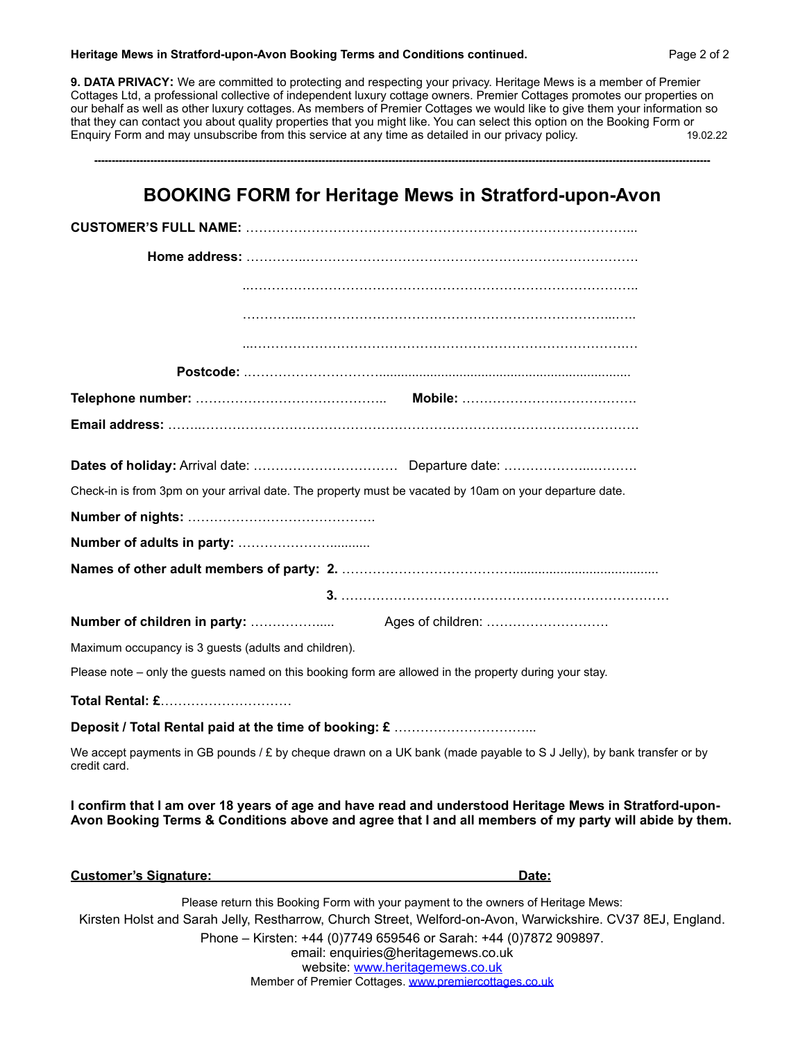**9. DATA PRIVACY:** We are committed to protecting and respecting your privacy. Heritage Mews is a member of Premier Cottages Ltd, a professional collective of independent luxury cottage owners. Premier Cottages promotes our properties on our behalf as well as other luxury cottages. As members of Premier Cottages we would like to give them your information so that they can contact you about quality properties that you might like. You can select this option on the Booking Form or Enquiry Form and may unsubscribe from this service at any time as detailed in our privacy policy. 19.02.22

---

# BOOKING FORM for Heritage Mews in Stratford-upon-Avon

**CUSTOMER'S FULL NAME:** ………………………………………………………………………………..

**Home address:** ………………………………………………………………………………….

………………………………………………………………………………..

………………………………………………………………………………..

………………………………………………………………………………..

**Postcode:** ………………………………………………………………………………

**Telephone number:** …………………………………….. **Mobile:** ………………………………….

**Email address:** ……………………………………………………………………………………………

**Dates of holiday:** Arrival date: …………………………… Departure date: ……………………….

Check-in is from 3pm on your arrival date. The property must be vacated by 10am on your departure date.

**Number of nights:** …………………………………….

**Number of adults in party:** ……………………..........

**Names of other adult members of party: 2.** …………………………………........................................

**3.** ……………………………………………………………………

**Number of children in party:** ……………….... Ages of children: ……………………….

Maximum occupancy is 3 guests (adults and children).

Please note – only the guests named on this booking form are allowed in the property during your stay.

**Total Rental: £**…………………………

**Deposit / Total Rental paid at the time of booking: £** …………………………..

We accept payments in GB pounds / £ by cheque drawn on a UK bank (made payable to S J Jelly), by bank transfer or by credit card.

**I confirm that I am over 18 years of age and have read and understood Heritage Mews in Stratford-upon-Avon Booking Terms & Conditions above and agree that I and all members of my party will abide by them.**

**Customer's Signature:** ______________________________ **Date:**

Please return this Booking Form with your payment to the owners of Heritage Mews:

Kirsten Holst and Sarah Jelly, Restharrow, Church Street, Welford-on-Avon, Warwickshire. CV37 8EJ, England.

Phone – Kirsten: +44 (0)7749 659546 or Sarah: +44 (0)7872 909897.

email: enquiries@heritagemews.co.uk

website: www.heritagemews.co.uk

Member of Premier Cottages. www.premiercottages.co.uk